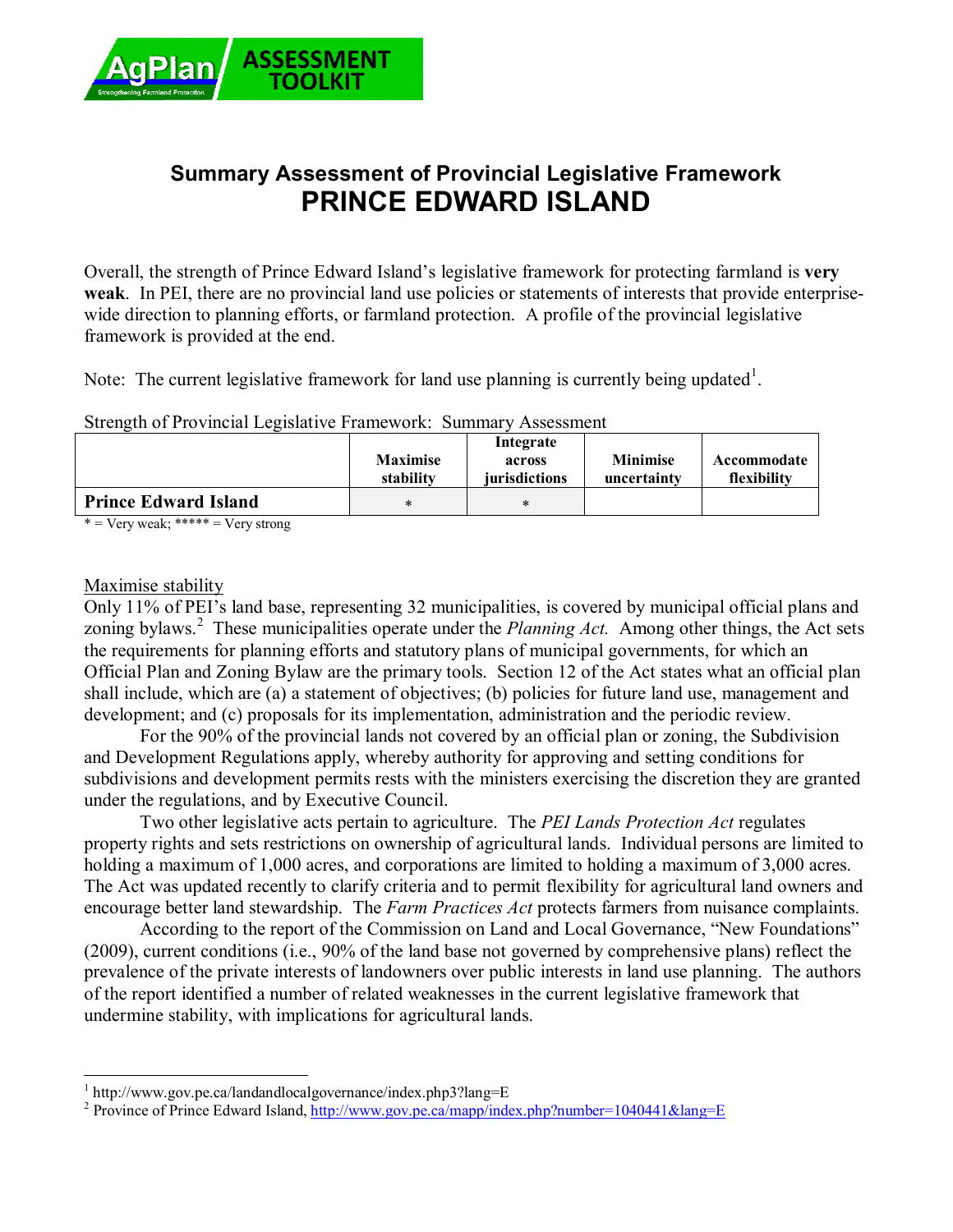# Summary Assessment of Provincial Legislative Framework
# PRINCE EDWARD ISLAND

Overall, the strength of Prince Edward Island's legislative framework for protecting farmland is **very weak**. In PEI, there are no provincial land use policies or statements of interests that provide enterprise-wide direction to planning efforts, or farmland protection. A profile of the provincial legislative framework is provided at the end.

Note: The current legislative framework for land use planning is currently being updated[1].

Strength of Provincial Legislative Framework: Summary Assessment

| | Maximise stability | Integrate across jurisdictions | Minimise uncertainty | Accommodate flexibility |
|---|---|---|---|---|
| **Prince Edward Island** | * | * | | |

* = Very weak; ***** = Very strong

Maximise stability

Only 11% of PEI's land base, representing 32 municipalities, is covered by municipal official plans and zoning bylaws.[2] These municipalities operate under the *Planning Act.* Among other things, the Act sets the requirements for planning efforts and statutory plans of municipal governments, for which an Official Plan and Zoning Bylaw are the primary tools. Section 12 of the Act states what an official plan shall include, which are (a) a statement of objectives; (b) policies for future land use, management and development; and (c) proposals for its implementation, administration and the periodic review.

For the 90% of the provincial lands not covered by an official plan or zoning, the Subdivision and Development Regulations apply, whereby authority for approving and setting conditions for subdivisions and development permits rests with the ministers exercising the discretion they are granted under the regulations, and by Executive Council.

Two other legislative acts pertain to agriculture. The *PEI Lands Protection Act* regulates property rights and sets restrictions on ownership of agricultural lands. Individual persons are limited to holding a maximum of 1,000 acres, and corporations are limited to holding a maximum of 3,000 acres. The Act was updated recently to clarify criteria and to permit flexibility for agricultural land owners and encourage better land stewardship. The *Farm Practices Act* protects farmers from nuisance complaints.

According to the report of the Commission on Land and Local Governance, "New Foundations" (2009), current conditions (i.e., 90% of the land base not governed by comprehensive plans) reflect the prevalence of the private interests of landowners over public interests in land use planning. The authors of the report identified a number of related weaknesses in the current legislative framework that undermine stability, with implications for agricultural lands.

---

[1] http://www.gov.pe.ca/landandlocalgovernance/index.php3?lang=E

[2] Province of Prince Edward Island, http://www.gov.pe.ca/mapp/index.php?number=1040441&lang=E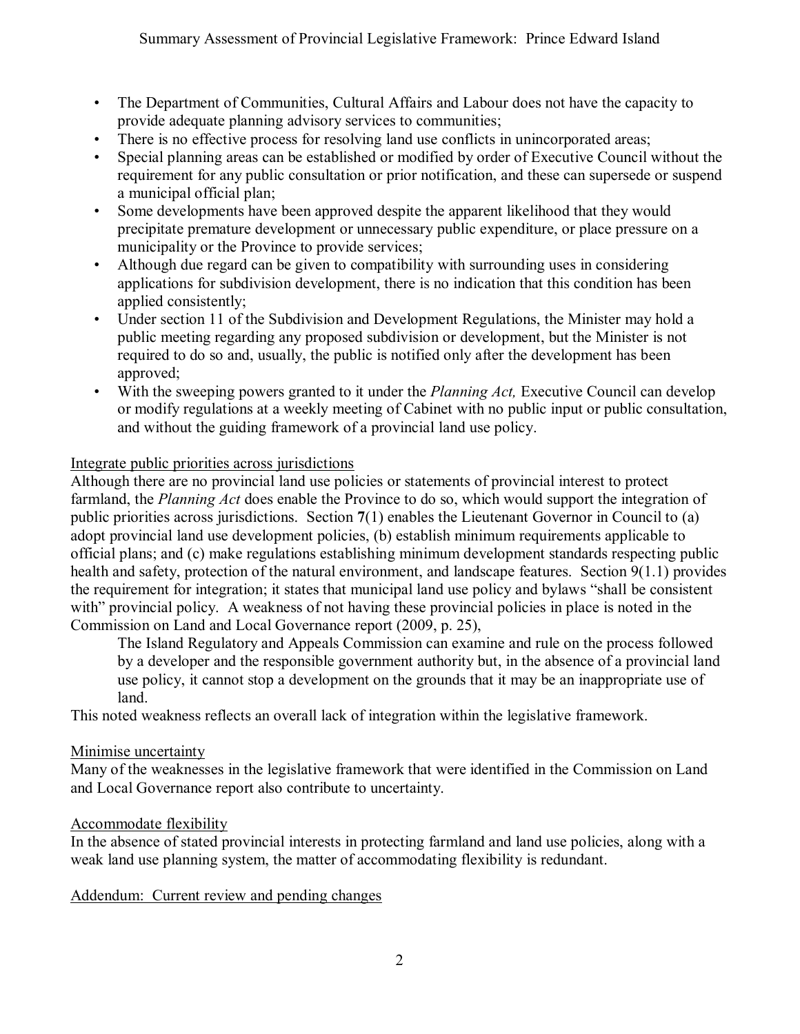- The Department of Communities, Cultural Affairs and Labour does not have the capacity to provide adequate planning advisory services to communities;
- There is no effective process for resolving land use conflicts in unincorporated areas;
- Special planning areas can be established or modified by order of Executive Council without the requirement for any public consultation or prior notification, and these can supersede or suspend a municipal official plan;
- Some developments have been approved despite the apparent likelihood that they would precipitate premature development or unnecessary public expenditure, or place pressure on a municipality or the Province to provide services;
- Although due regard can be given to compatibility with surrounding uses in considering applications for subdivision development, there is no indication that this condition has been applied consistently;
- Under section 11 of the Subdivision and Development Regulations, the Minister may hold a public meeting regarding any proposed subdivision or development, but the Minister is not required to do so and, usually, the public is notified only after the development has been approved;
- With the sweeping powers granted to it under the *Planning Act,* Executive Council can develop or modify regulations at a weekly meeting of Cabinet with no public input or public consultation, and without the guiding framework of a provincial land use policy.

Integrate public priorities across jurisdictions

Although there are no provincial land use policies or statements of provincial interest to protect farmland, the *Planning Act* does enable the Province to do so, which would support the integration of public priorities across jurisdictions. Section **7**(1) enables the Lieutenant Governor in Council to (a) adopt provincial land use development policies, (b) establish minimum requirements applicable to official plans; and (c) make regulations establishing minimum development standards respecting public health and safety, protection of the natural environment, and landscape features. Section 9(1.1) provides the requirement for integration; it states that municipal land use policy and bylaws "shall be consistent with" provincial policy. A weakness of not having these provincial policies in place is noted in the Commission on Land and Local Governance report (2009, p. 25),

> The Island Regulatory and Appeals Commission can examine and rule on the process followed by a developer and the responsible government authority but, in the absence of a provincial land use policy, it cannot stop a development on the grounds that it may be an inappropriate use of land.

This noted weakness reflects an overall lack of integration within the legislative framework.

Minimise uncertainty

Many of the weaknesses in the legislative framework that were identified in the Commission on Land and Local Governance report also contribute to uncertainty.

Accommodate flexibility

In the absence of stated provincial interests in protecting farmland and land use policies, along with a weak land use planning system, the matter of accommodating flexibility is redundant.

Addendum: Current review and pending changes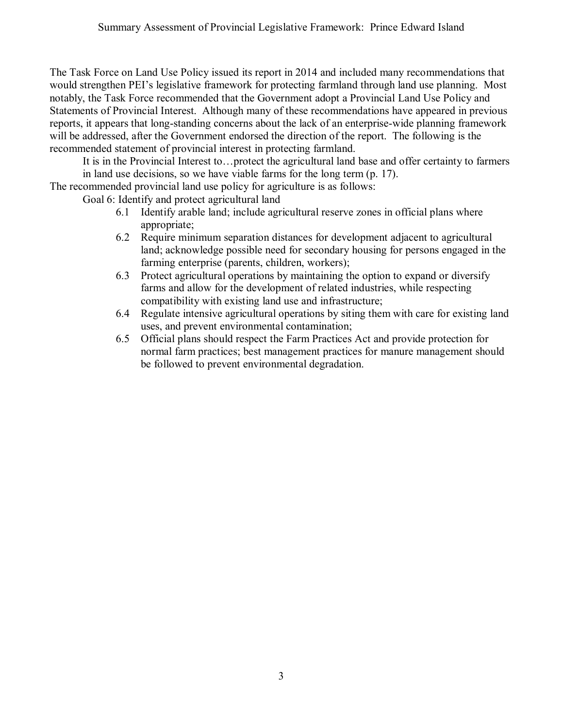The Task Force on Land Use Policy issued its report in 2014 and included many recommendations that would strengthen PEI's legislative framework for protecting farmland through land use planning. Most notably, the Task Force recommended that the Government adopt a Provincial Land Use Policy and Statements of Provincial Interest. Although many of these recommendations have appeared in previous reports, it appears that long-standing concerns about the lack of an enterprise-wide planning framework will be addressed, after the Government endorsed the direction of the report. The following is the recommended statement of provincial interest in protecting farmland.

> It is in the Provincial Interest to…protect the agricultural land base and offer certainty to farmers in land use decisions, so we have viable farms for the long term (p. 17).

The recommended provincial land use policy for agriculture is as follows:

Goal 6: Identify and protect agricultural land

- 6.1 Identify arable land; include agricultural reserve zones in official plans where appropriate;
- 6.2 Require minimum separation distances for development adjacent to agricultural land; acknowledge possible need for secondary housing for persons engaged in the farming enterprise (parents, children, workers);
- 6.3 Protect agricultural operations by maintaining the option to expand or diversify farms and allow for the development of related industries, while respecting compatibility with existing land use and infrastructure;
- 6.4 Regulate intensive agricultural operations by siting them with care for existing land uses, and prevent environmental contamination;
- 6.5 Official plans should respect the Farm Practices Act and provide protection for normal farm practices; best management practices for manure management should be followed to prevent environmental degradation.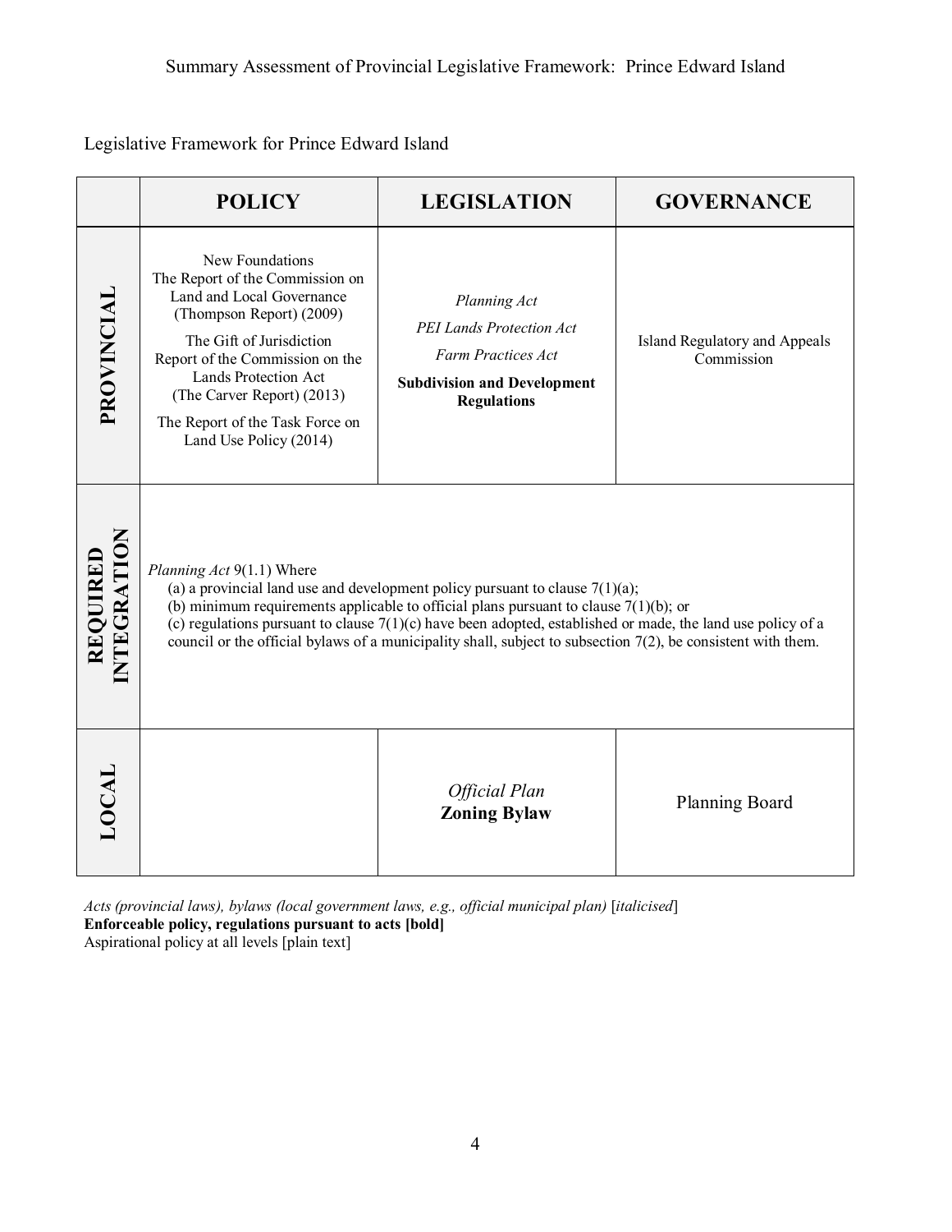Legislative Framework for Prince Edward Island

| | POLICY | LEGISLATION | GOVERNANCE |
|---|---|---|---|
| **PROVINCIAL** | New Foundations<br>The Report of the Commission on Land and Local Governance (Thompson Report) (2009)<br><br>The Gift of Jurisdiction<br>Report of the Commission on the Lands Protection Act<br>(The Carver Report) (2013)<br><br>The Report of the Task Force on Land Use Policy (2014) | *Planning Act*<br>*PEI Lands Protection Act*<br>*Farm Practices Act*<br>**Subdivision and Development Regulations** | Island Regulatory and Appeals Commission |
| **REQUIRED INTEGRATION** | *Planning Act* 9(1.1) Where<br>(a) a provincial land use and development policy pursuant to clause 7(1)(a);<br>(b) minimum requirements applicable to official plans pursuant to clause 7(1)(b); or<br>(c) regulations pursuant to clause 7(1)(c) have been adopted, established or made, the land use policy of a council or the official bylaws of a municipality shall, subject to subsection 7(2), be consistent with them. | | |
| **LOCAL** | | *Official Plan*<br>**Zoning Bylaw** | Planning Board |

*Acts (provincial laws), bylaws (local government laws, e.g., official municipal plan)* [*italicised*]
**Enforceable policy, regulations pursuant to acts [bold]**
Aspirational policy at all levels [plain text]